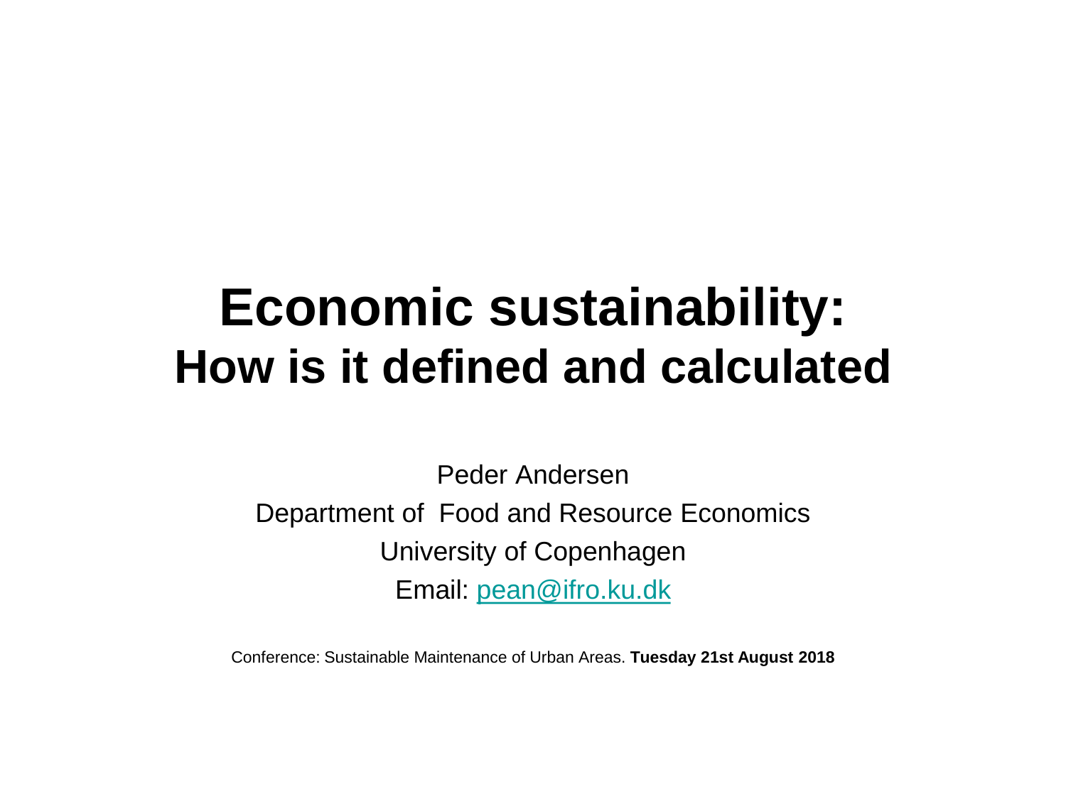# Economic sustainability:
## How is it defined and calculated

Peder Andersen

Department of Food and Resource Economics

University of Copenhagen

Email: pean@ifro.ku.dk

Conference: Sustainable Maintenance of Urban Areas. **Tuesday 21st August 2018**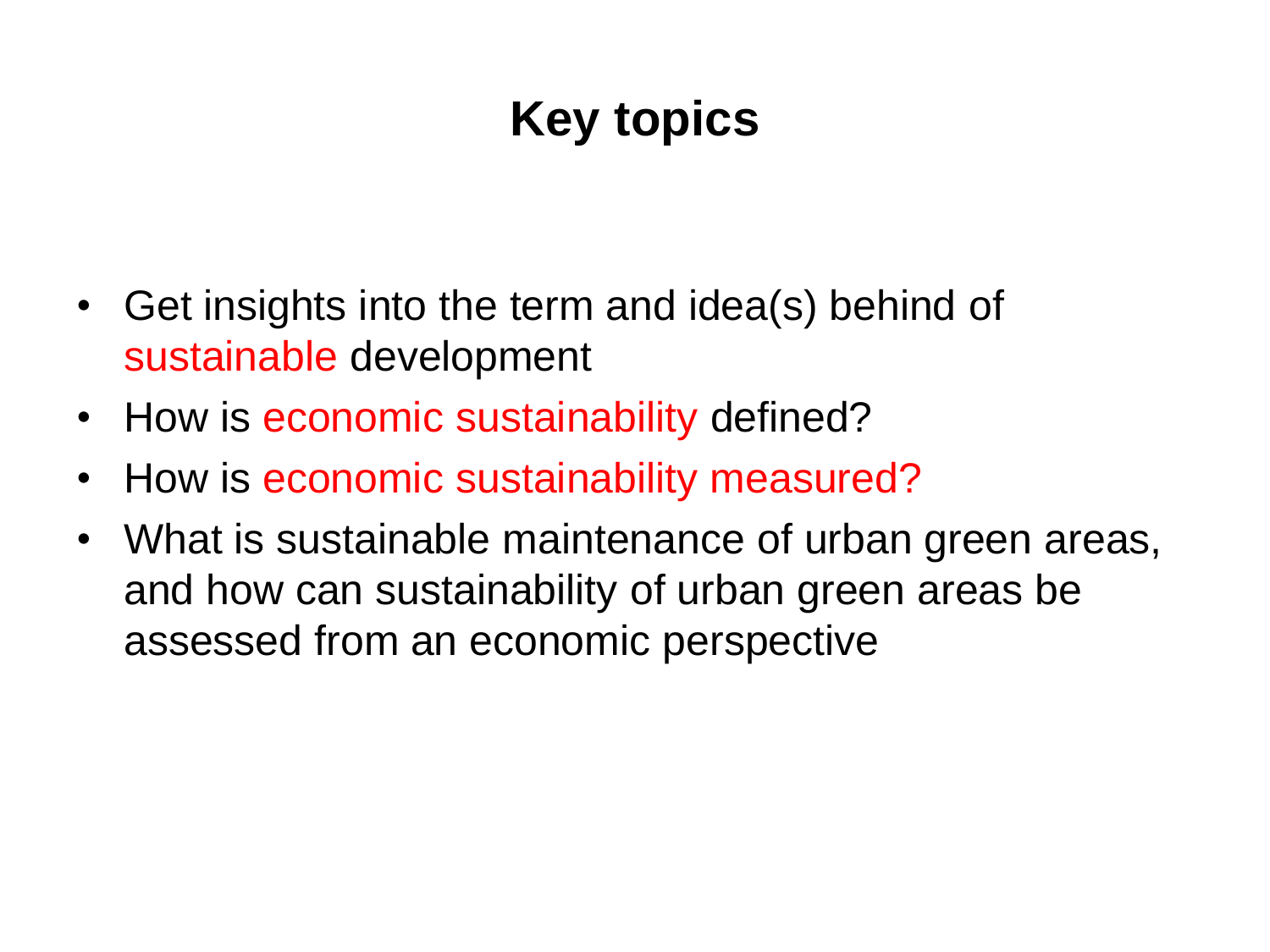# Key topics

- Get insights into the term and idea(s) behind of sustainable development
- How is economic sustainability defined?
- How is economic sustainability measured?
- What is sustainable maintenance of urban green areas, and how can sustainability of urban green areas be assessed from an economic perspective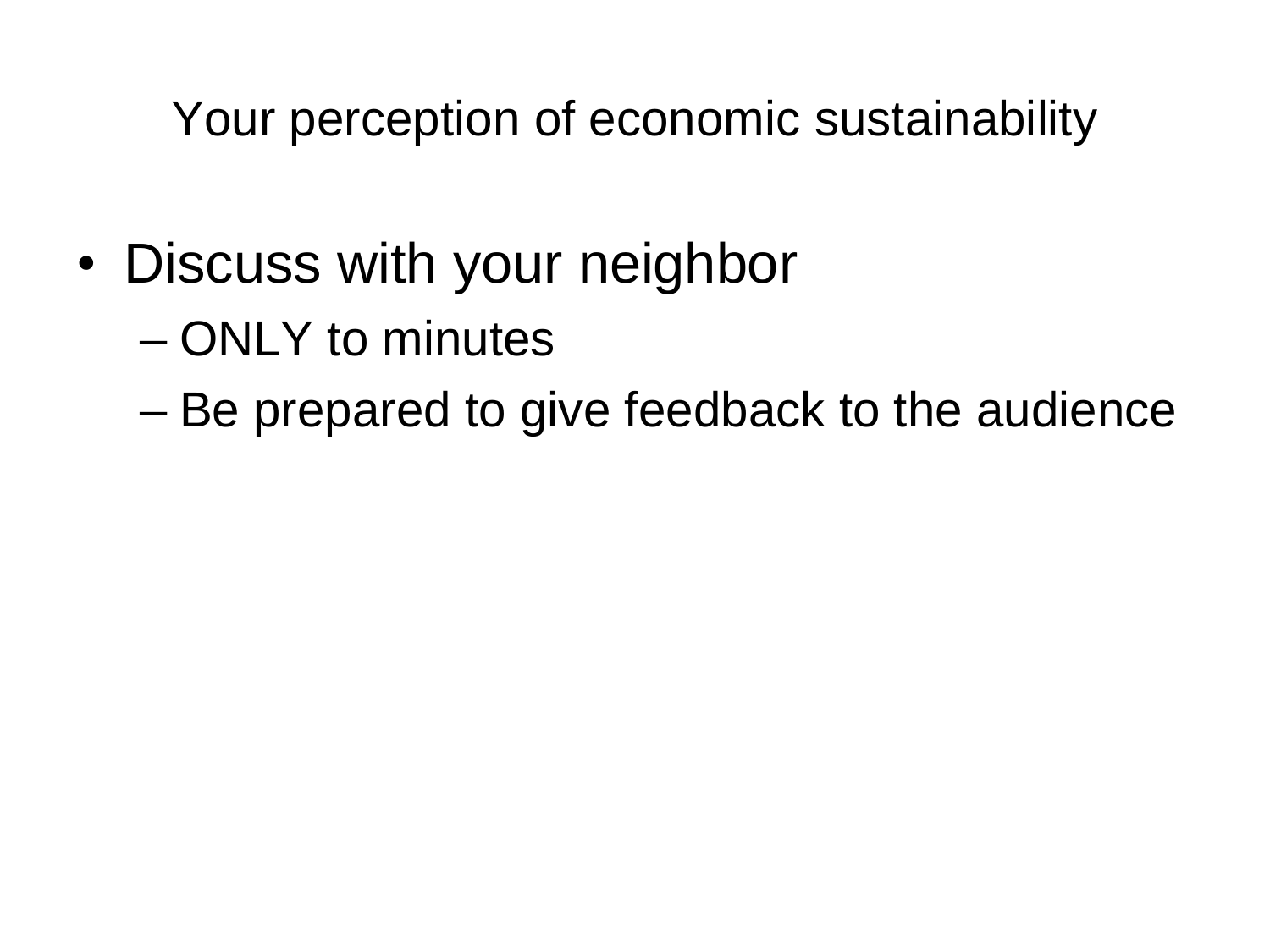# Your perception of economic sustainability

- Discuss with your neighbor
  - ONLY to minutes
  - Be prepared to give feedback to the audience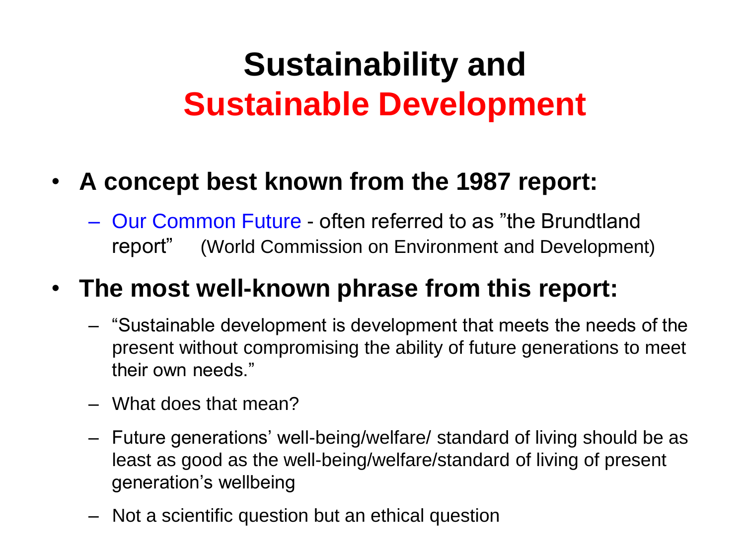# Sustainability and Sustainable Development

- **A concept best known from the 1987 report:**
  - Our Common Future - often referred to as ”the Brundtland report” (World Commission on Environment and Development)
- **The most well-known phrase from this report:**
  - “Sustainable development is development that meets the needs of the present without compromising the ability of future generations to meet their own needs.”
  - What does that mean?
  - Future generations’ well-being/welfare/ standard of living should be as least as good as the well-being/welfare/standard of living of present generation’s wellbeing
  - Not a scientific question but an ethical question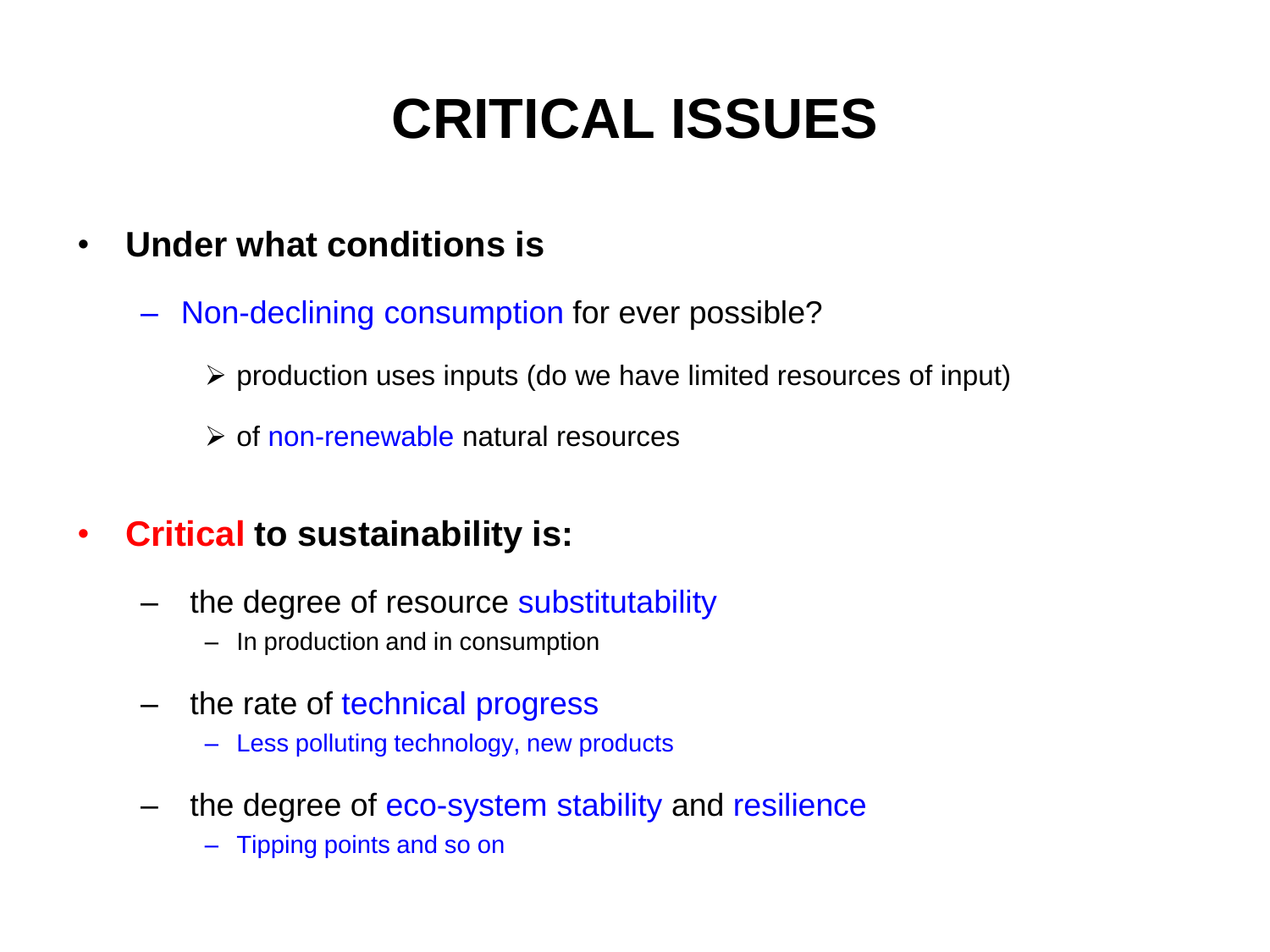# CRITICAL ISSUES

- **Under what conditions is**
  - Non-declining consumption for ever possible?
    - production uses inputs (do we have limited resources of input)
    - of non-renewable natural resources

- **Critical to sustainability is:**
  - the degree of resource substitutability
    - In production and in consumption
  - the rate of technical progress
    - Less polluting technology, new products
  - the degree of eco-system stability and resilience
    - Tipping points and so on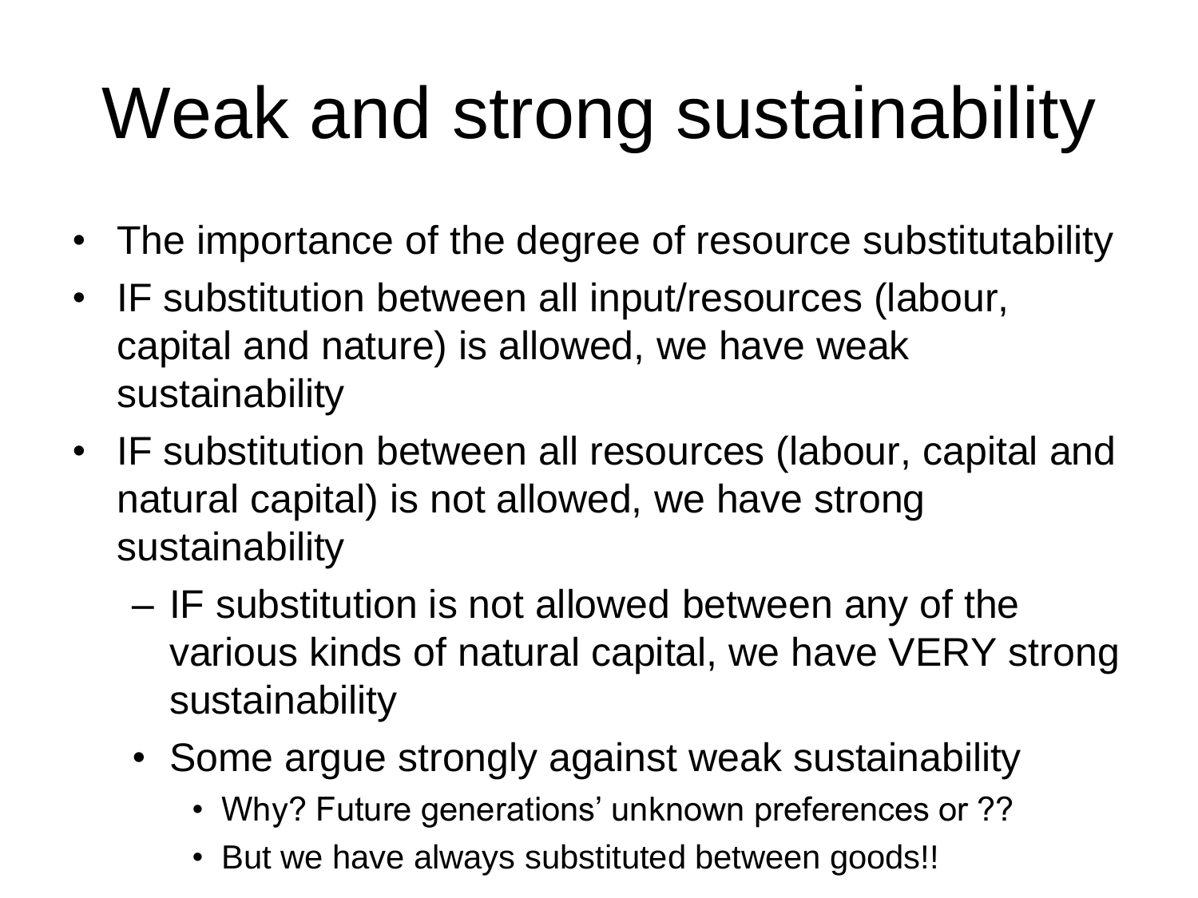# Weak and strong sustainability

- The importance of the degree of resource substitutability
- IF substitution between all input/resources (labour, capital and nature) is allowed, we have weak sustainability
- IF substitution between all resources (labour, capital and natural capital) is not allowed, we have strong sustainability
  - IF substitution is not allowed between any of the various kinds of natural capital, we have VERY strong sustainability
  - Some argue strongly against weak sustainability
    - Why? Future generations' unknown preferences or ??
    - But we have always substituted between goods!!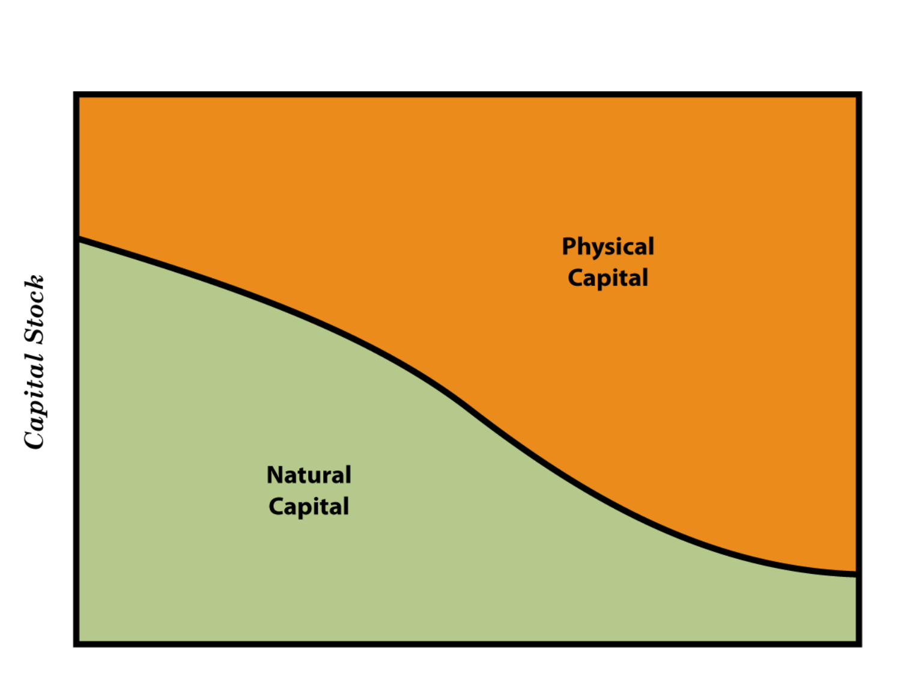Capital Stock

Physical Capital

Natural Capital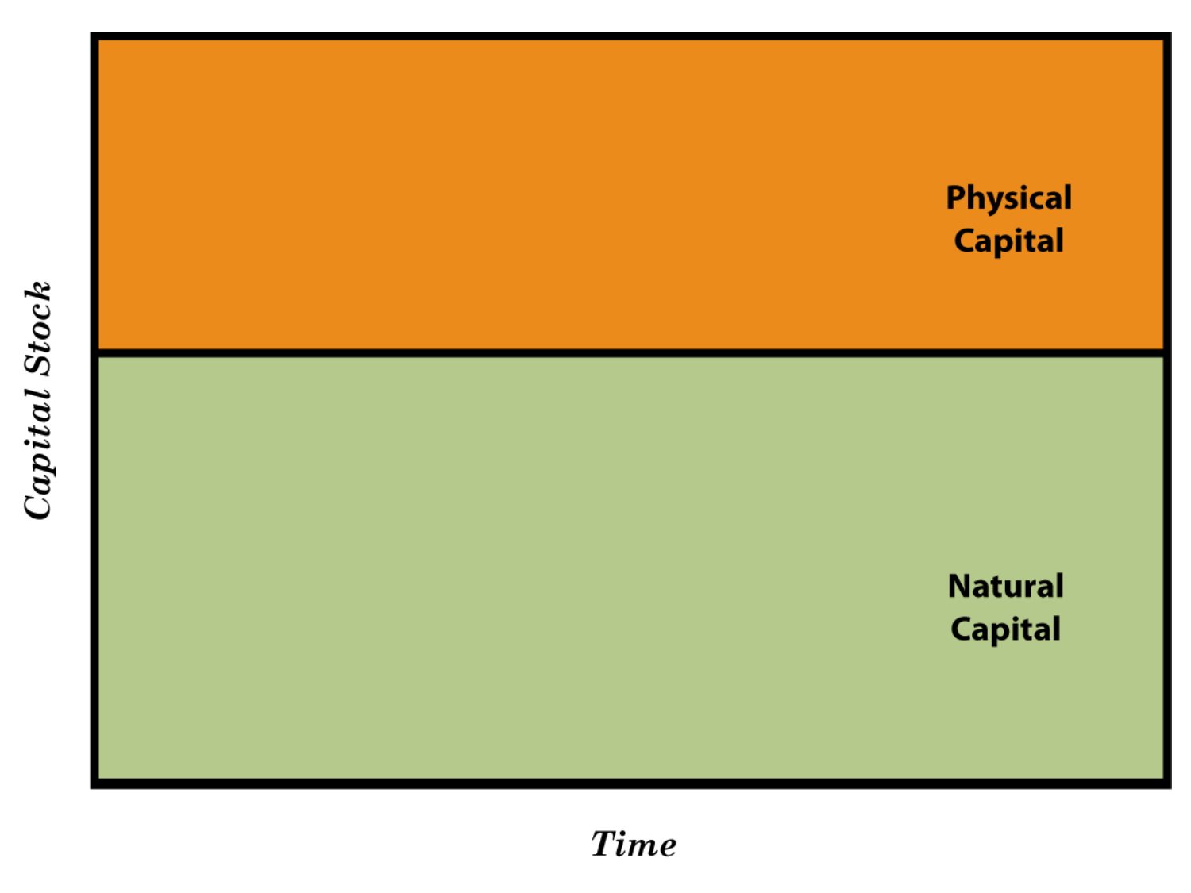Physical
Capital

Natural
Capital

Capital Stock

Time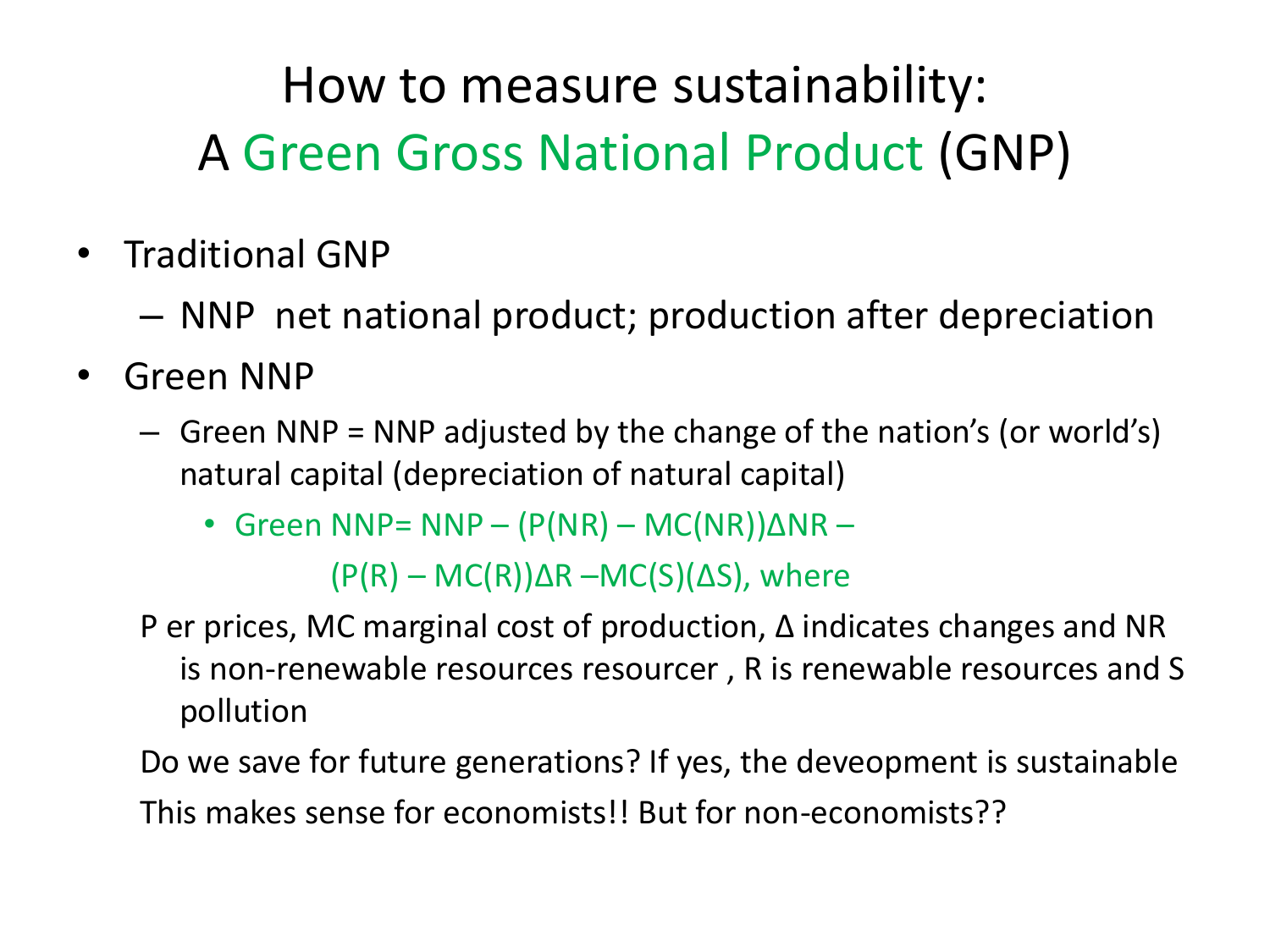# How to measure sustainability: A Green Gross National Product (GNP)

- Traditional GNP
  - NNP net national product; production after depreciation
- Green NNP
  - Green NNP = NNP adjusted by the change of the nation's (or world's) natural capital (depreciation of natural capital)
    - Green NNP= NNP – (P(NR) – MC(NR))ΔNR – (P(R) – MC(R))ΔR –MC(S)(ΔS), where

$$\text{Green NNP} = NNP - (P(NR) - MC(NR))\Delta NR - (P(R) - MC(R))\Delta R - MC(S)(\Delta S)$$

P er prices, MC marginal cost of production, Δ indicates changes and NR is non-renewable resources resourcer , R is renewable resources and S pollution

Do we save for future generations? If yes, the deveopment is sustainable

This makes sense for economists!! But for non-economists??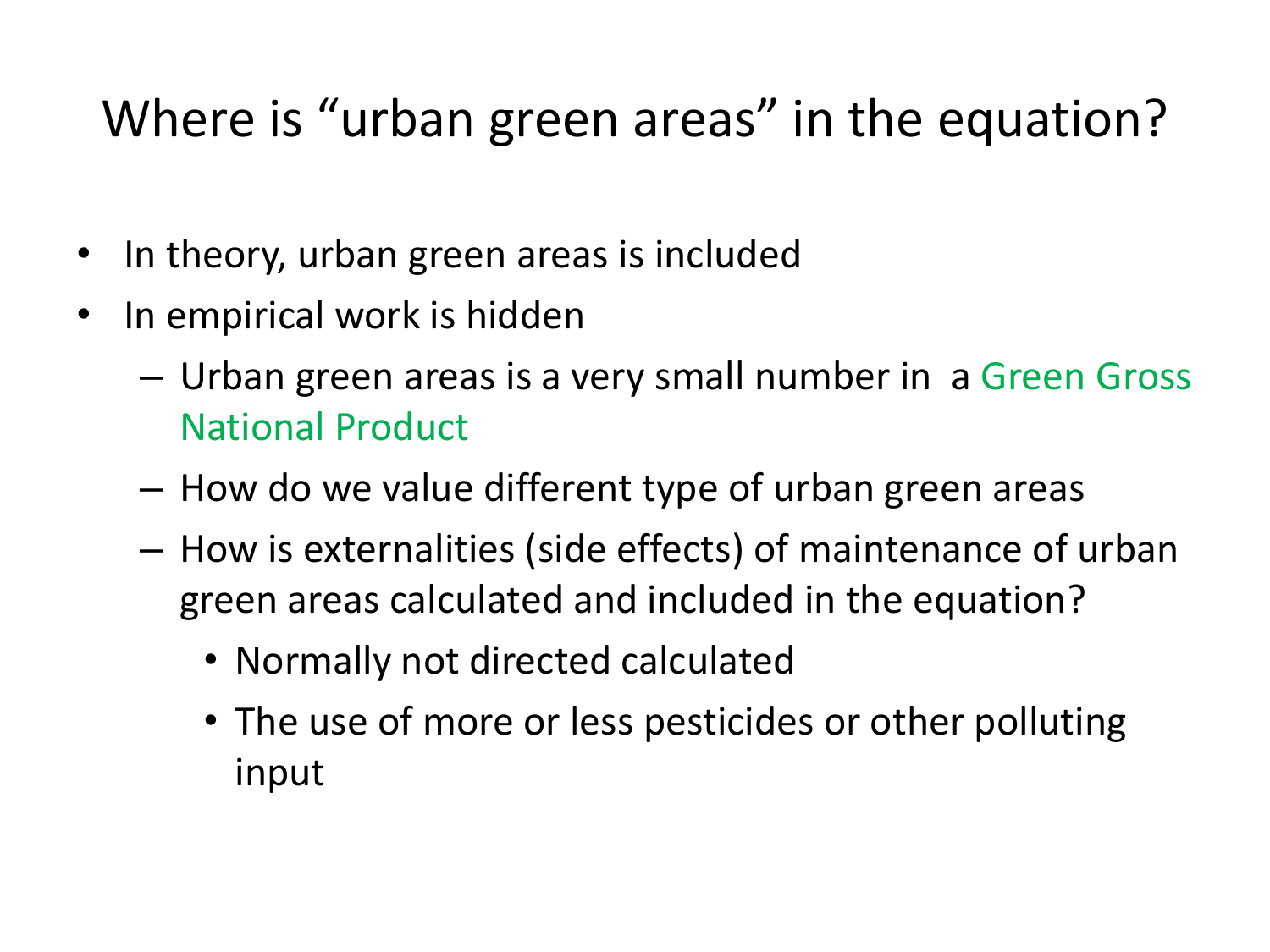# Where is "urban green areas" in the equation?

- In theory, urban green areas is included
- In empirical work is hidden
  - Urban green areas is a very small number in a Green Gross National Product
  - How do we value different type of urban green areas
  - How is externalities (side effects) of maintenance of urban green areas calculated and included in the equation?
    - Normally not directed calculated
    - The use of more or less pesticides or other polluting input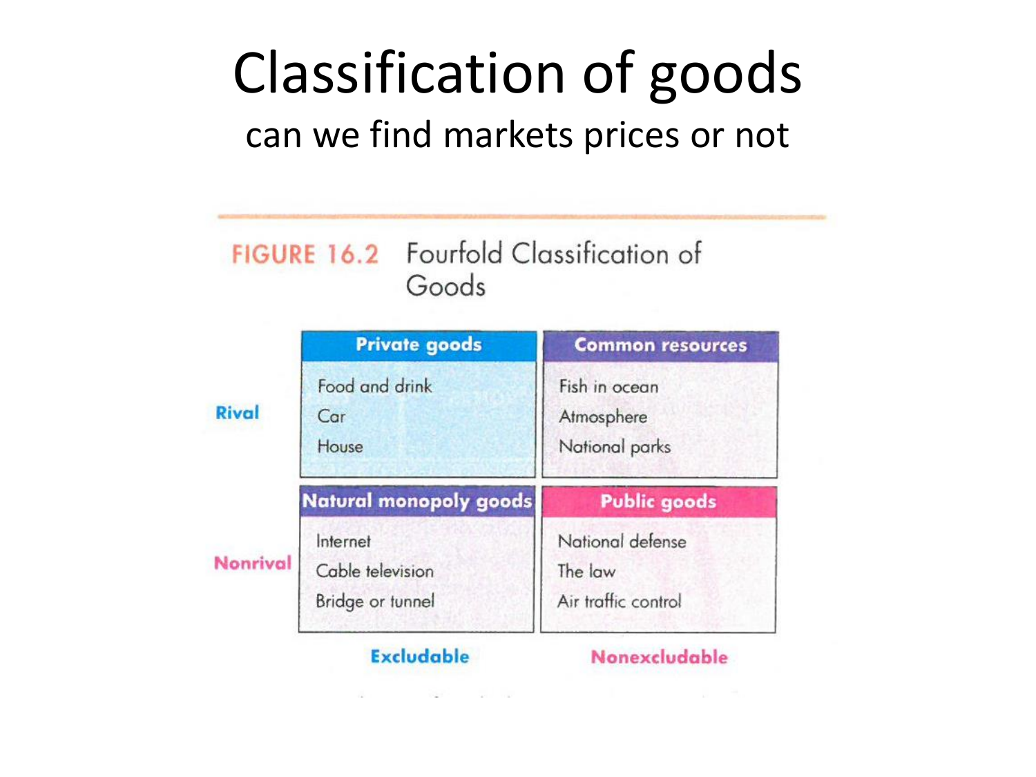# Classification of goods

can we find markets prices or not

FIGURE 16.2 Fourfold Classification of Goods

| | Excludable | Nonexcludable |
|---|---|---|
| **Rival** | **Private goods**<br>Food and drink<br>Car<br>House | **Common resources**<br>Fish in ocean<br>Atmosphere<br>National parks |
| **Nonrival** | **Natural monopoly goods**<br>Internet<br>Cable television<br>Bridge or tunnel | **Public goods**<br>National defense<br>The law<br>Air traffic control |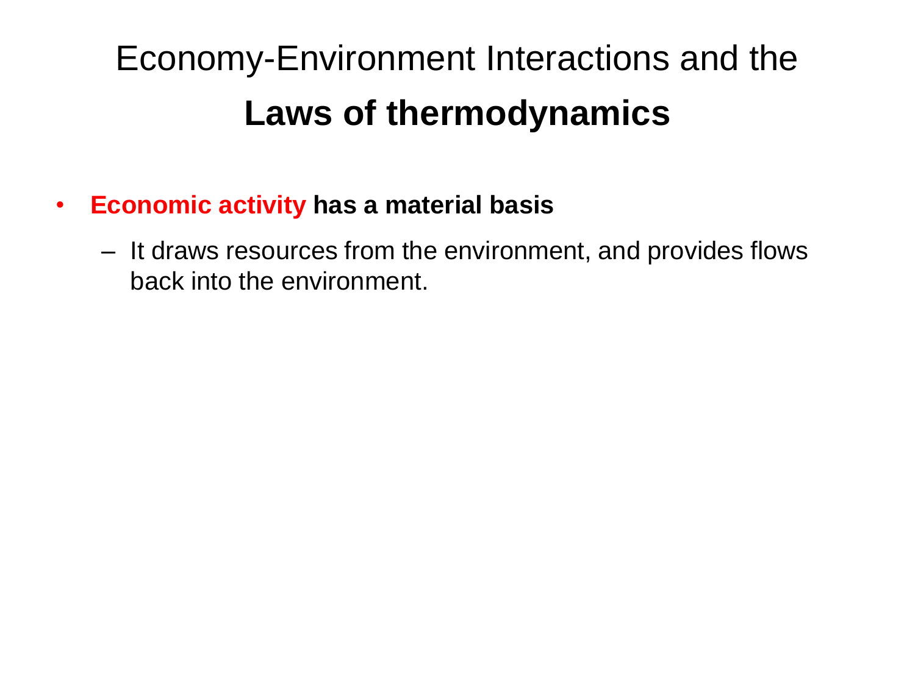# Economy-Environment Interactions and the **Laws of thermodynamics**

- **Economic activity has a material basis**
  - It draws resources from the environment, and provides flows back into the environment.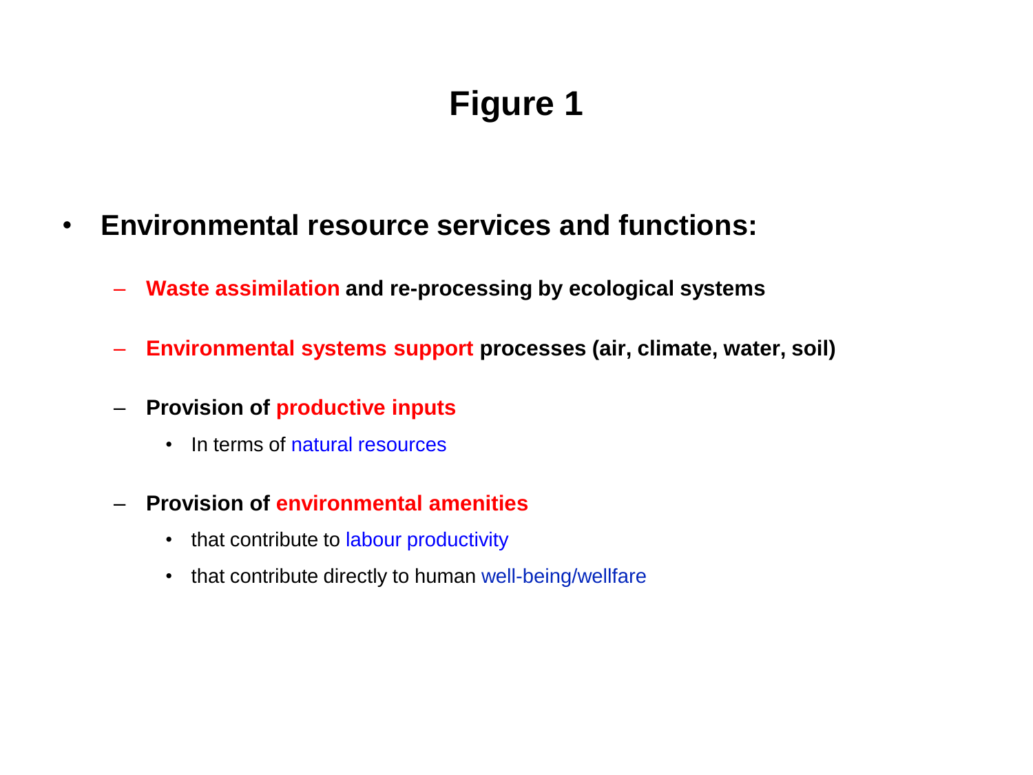# Figure 1

- **Environmental resource services and functions:**
  - **Waste assimilation and re-processing by ecological systems**
  - **Environmental systems support processes (air, climate, water, soil)**
  - **Provision of productive inputs**
    - In terms of natural resources
  - **Provision of environmental amenities**
    - that contribute to labour productivity
    - that contribute directly to human well-being/wellfare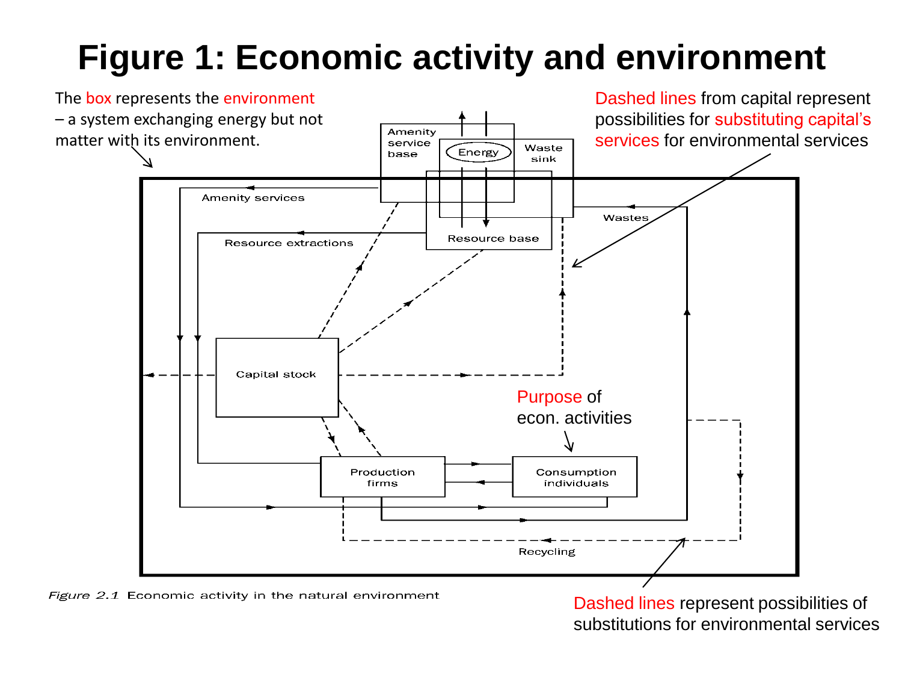# Figure 1: Economic activity and environment

The box represents the environment – a system exchanging energy but not matter with its environment.

Dashed lines from capital represent possibilities for substituting capital's services for environmental services

Amenity service base

Energy

Waste sink

Amenity services

Wastes

Resource extractions

Resource base

Capital stock

Purpose of econ. activities

Production firms

Consumption individuals

Recycling

*Figure 2.1* Economic activity in the natural environment

Dashed lines represent possibilities of substitutions for environmental services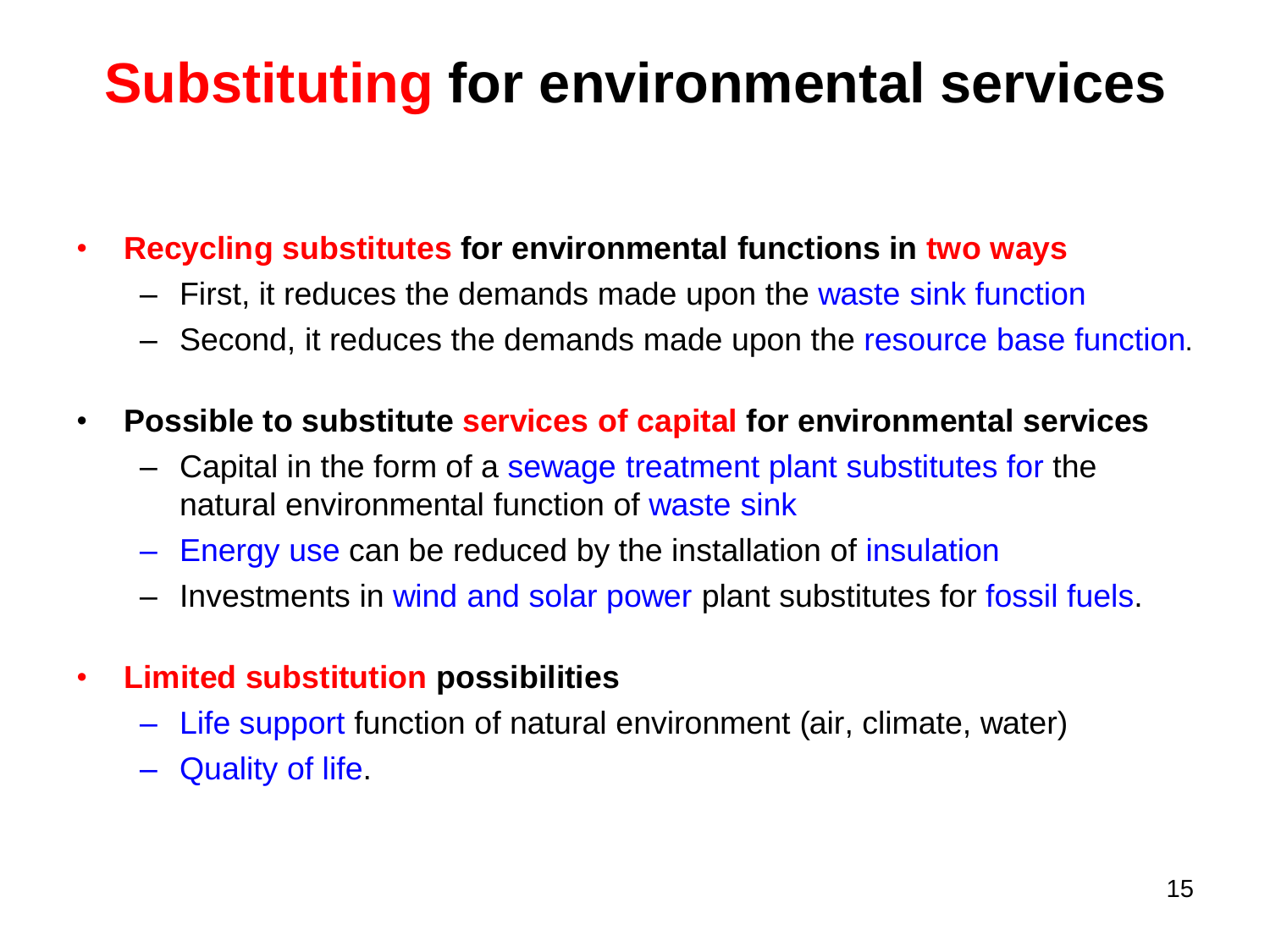# Substituting for environmental services

- **Recycling substitutes for environmental functions in two ways**
  - First, it reduces the demands made upon the waste sink function
  - Second, it reduces the demands made upon the resource base function.
- **Possible to substitute services of capital for environmental services**
  - Capital in the form of a sewage treatment plant substitutes for the natural environmental function of waste sink
  - Energy use can be reduced by the installation of insulation
  - Investments in wind and solar power plant substitutes for fossil fuels.
- **Limited substitution possibilities**
  - Life support function of natural environment (air, climate, water)
  - Quality of life.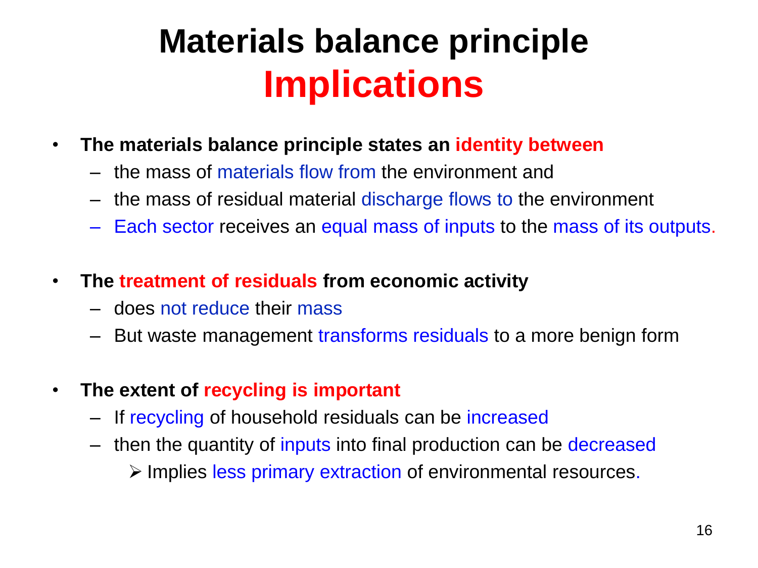# Materials balance principle
# Implications

- **The materials balance principle states an identity between**
  - the mass of materials flow from the environment and
  - the mass of residual material discharge flows to the environment
  - Each sector receives an equal mass of inputs to the mass of its outputs.

- **The treatment of residuals from economic activity**
  - does not reduce their mass
  - But waste management transforms residuals to a more benign form

- **The extent of recycling is important**
  - If recycling of household residuals can be increased
  - then the quantity of inputs into final production can be decreased
    - ➢ Implies less primary extraction of environmental resources.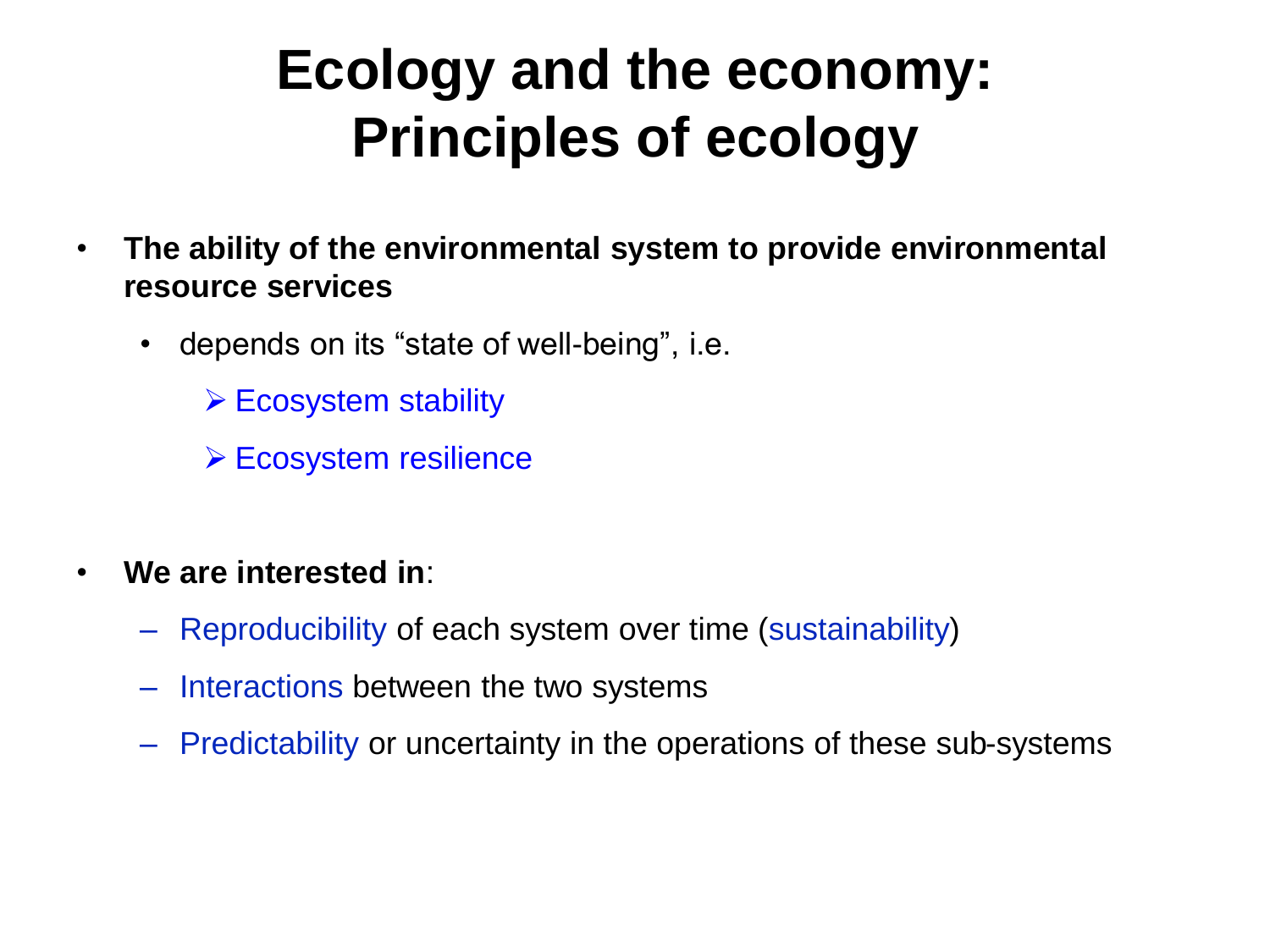# Ecology and the economy: Principles of ecology

- **The ability of the environmental system to provide environmental resource services**
  - depends on its "state of well-being", i.e.
    - Ecosystem stability
    - Ecosystem resilience

- **We are interested in**:
  - Reproducibility of each system over time (sustainability)
  - Interactions between the two systems
  - Predictability or uncertainty in the operations of these sub-systems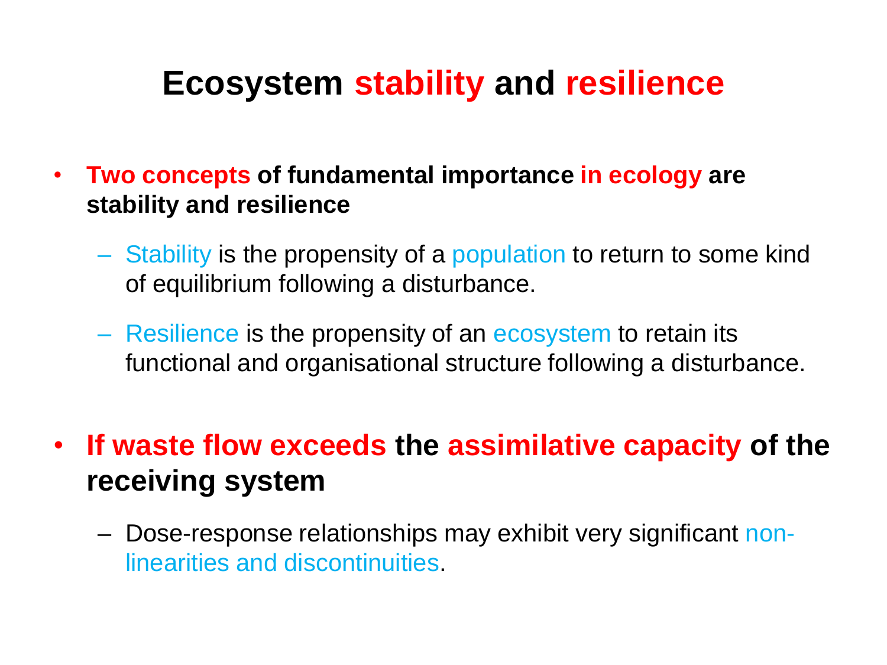# Ecosystem stability and resilience

- **Two concepts of fundamental importance in ecology are stability and resilience**
  - Stability is the propensity of a population to return to some kind of equilibrium following a disturbance.
  - Resilience is the propensity of an ecosystem to retain its functional and organisational structure following a disturbance.

- **If waste flow exceeds the assimilative capacity of the receiving system**
  - Dose-response relationships may exhibit very significant non-linearities and discontinuities.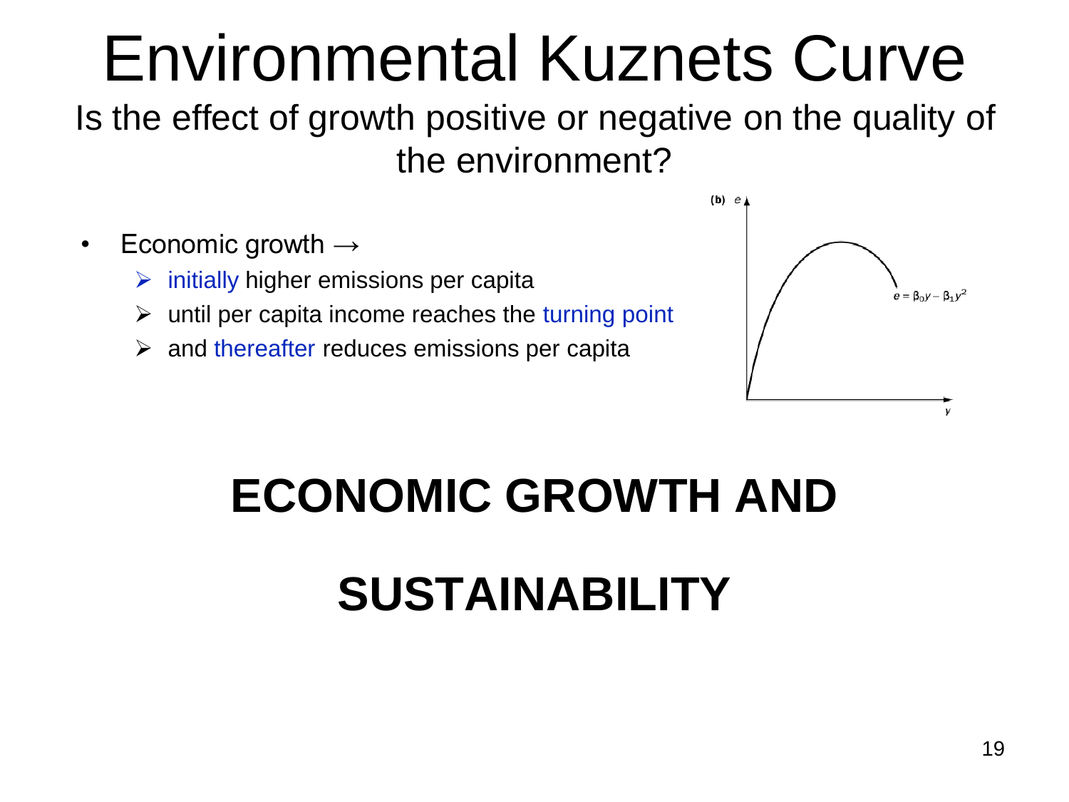# Environmental Kuznets Curve

Is the effect of growth positive or negative on the quality of the environment?

- Economic growth →
  - initially higher emissions per capita
  - until per capita income reaches the turning point
  - and thereafter reduces emissions per capita

(b) $e$

$e = \beta_0 y - \beta_1 y^2$

$y$

## ECONOMIC GROWTH AND SUSTAINABILITY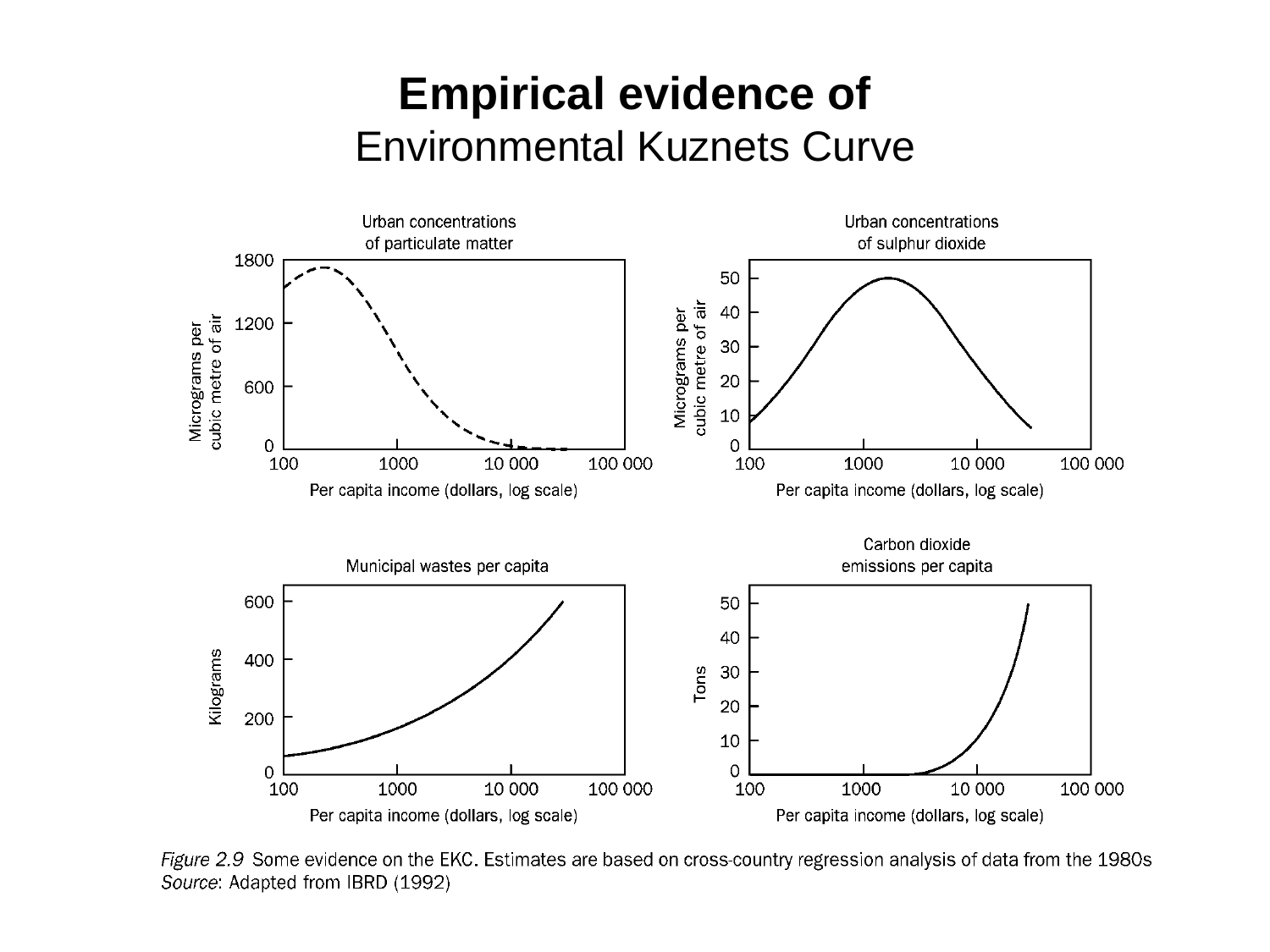# **Empirical evidence of** Environmental Kuznets Curve

Urban concentrations of particulate matter

Micrograms per cubic metre of air

1800
1200
600
0

100 1000 10 000 100 000

Per capita income (dollars, log scale)

Urban concentrations of sulphur dioxide

Micrograms per cubic metre of air

50
40
30
20
10
0

100 1000 10 000 100 000

Per capita income (dollars, log scale)

Municipal wastes per capita

Kilograms

600
400
200
0

100 1000 10 000 100 000

Per capita income (dollars, log scale)

Carbon dioxide emissions per capita

Tons

50
40
30
20
10
0

100 1000 10 000 100 000

Per capita income (dollars, log scale)

*Figure 2.9* Some evidence on the EKC. Estimates are based on cross-country regression analysis of data from the 1980s
*Source*: Adapted from IBRD (1992)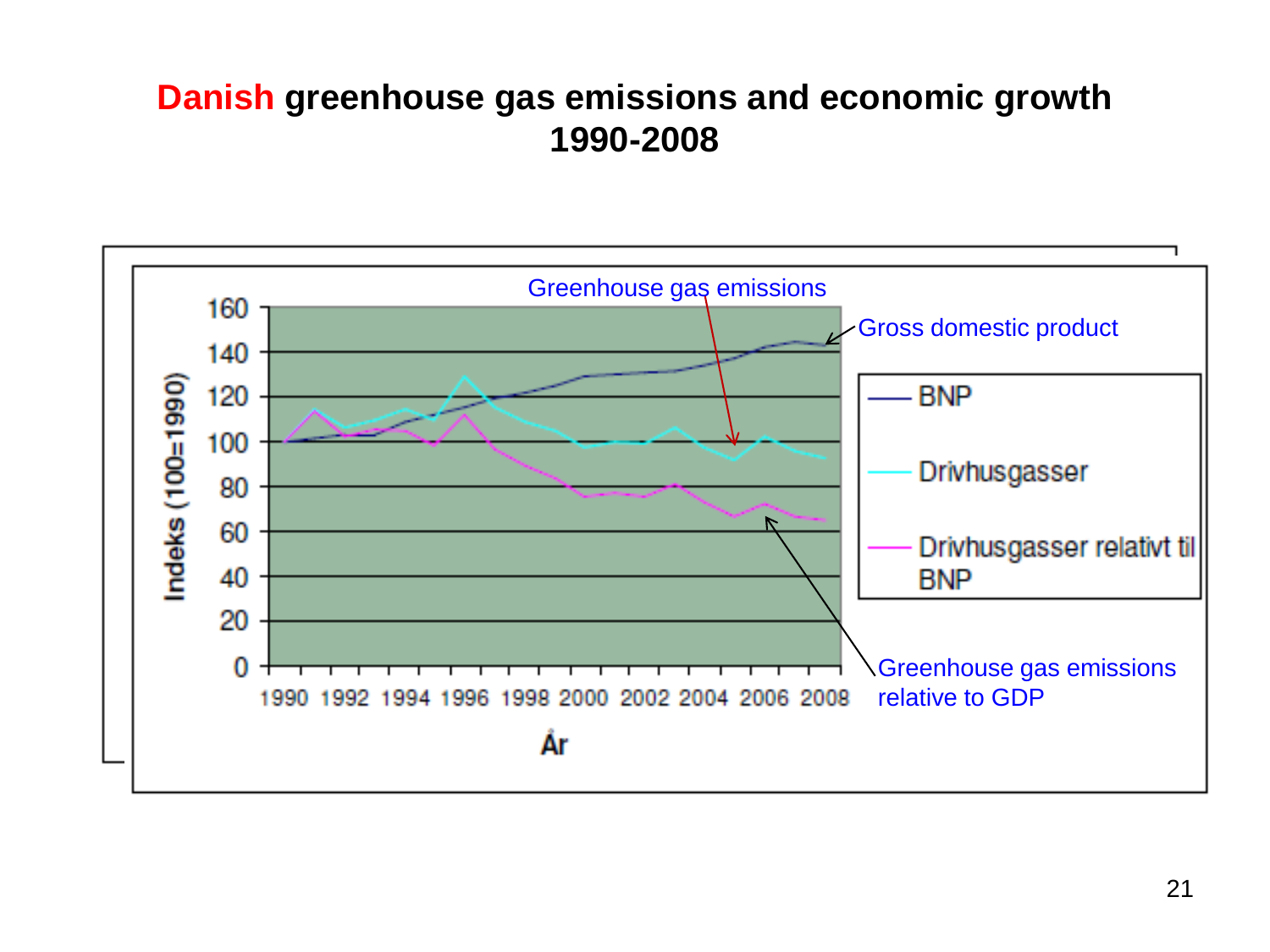# Danish greenhouse gas emissions and economic growth 1990-2008

Greenhouse gas emissions

Gross domestic product

Greenhouse gas emissions relative to GDP

160
140
120
100
80
60
40
20
0

Indeks (100=1990)

1990 1992 1994 1996 1998 2000 2002 2004 2006 2008

År

BNP

Drivhusgasser

Drivhusgasser relativt til BNP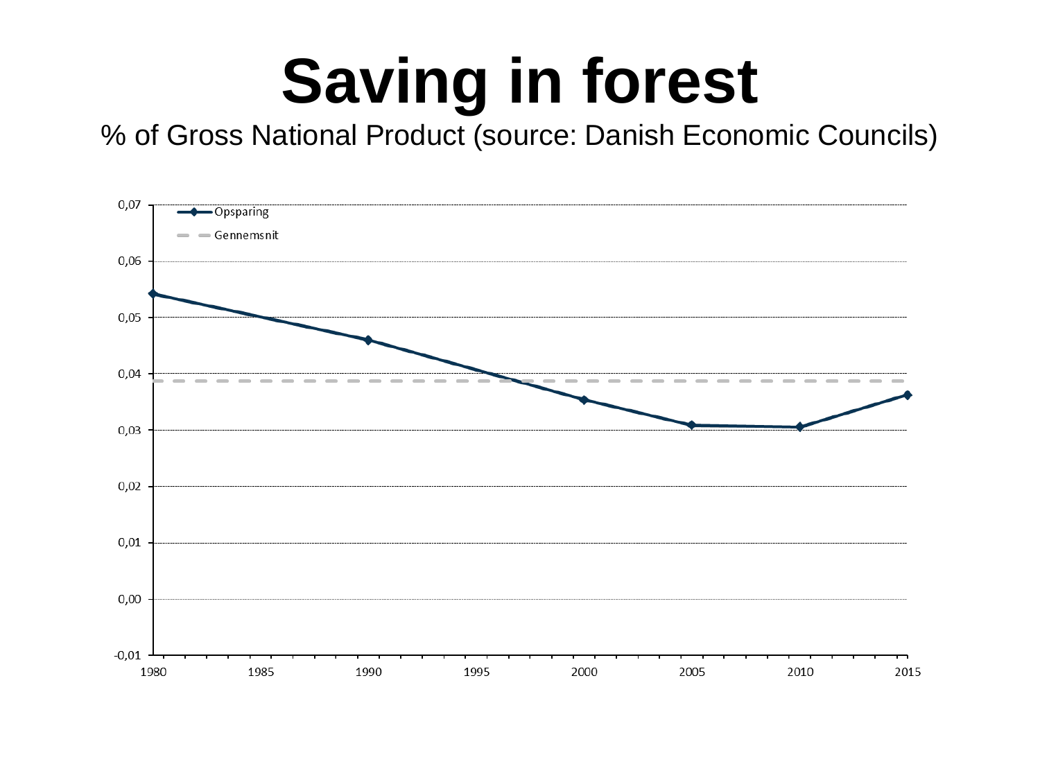# Saving in forest

% of Gross National Product (source: Danish Economic Councils)

Opsparing

Gennemsnit

0,07
0,06
0,05
0,04
0,03
0,02
0,01
0,00
-0,01

1980
1985
1990
1995
2000
2005
2010
2015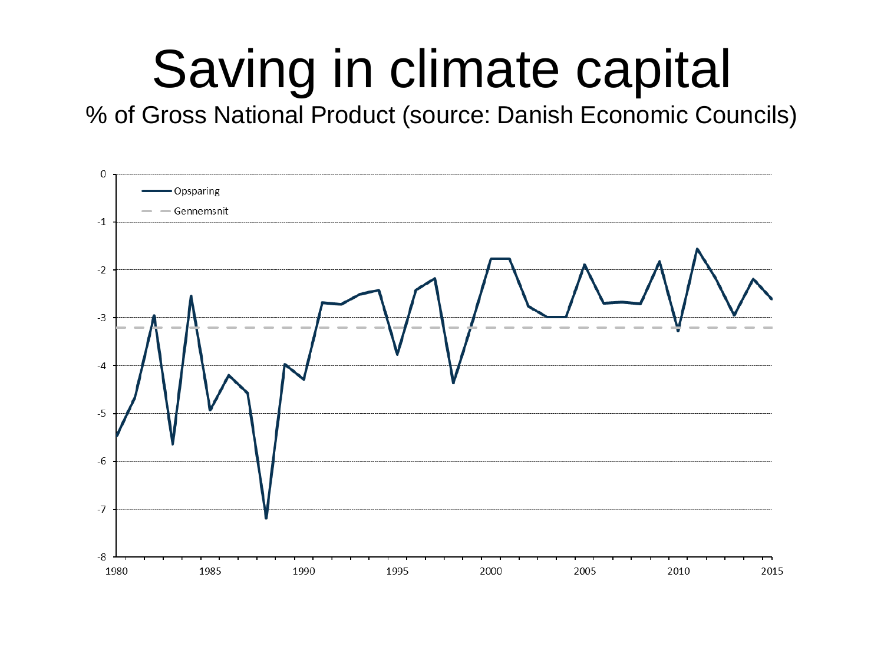# Saving in climate capital

% of Gross National Product (source: Danish Economic Councils)

Opsparing
Gennemsnit

0
-1
-2
-3
-4
-5
-6
-7
-8

1980
1985
1990
1995
2000
2005
2010
2015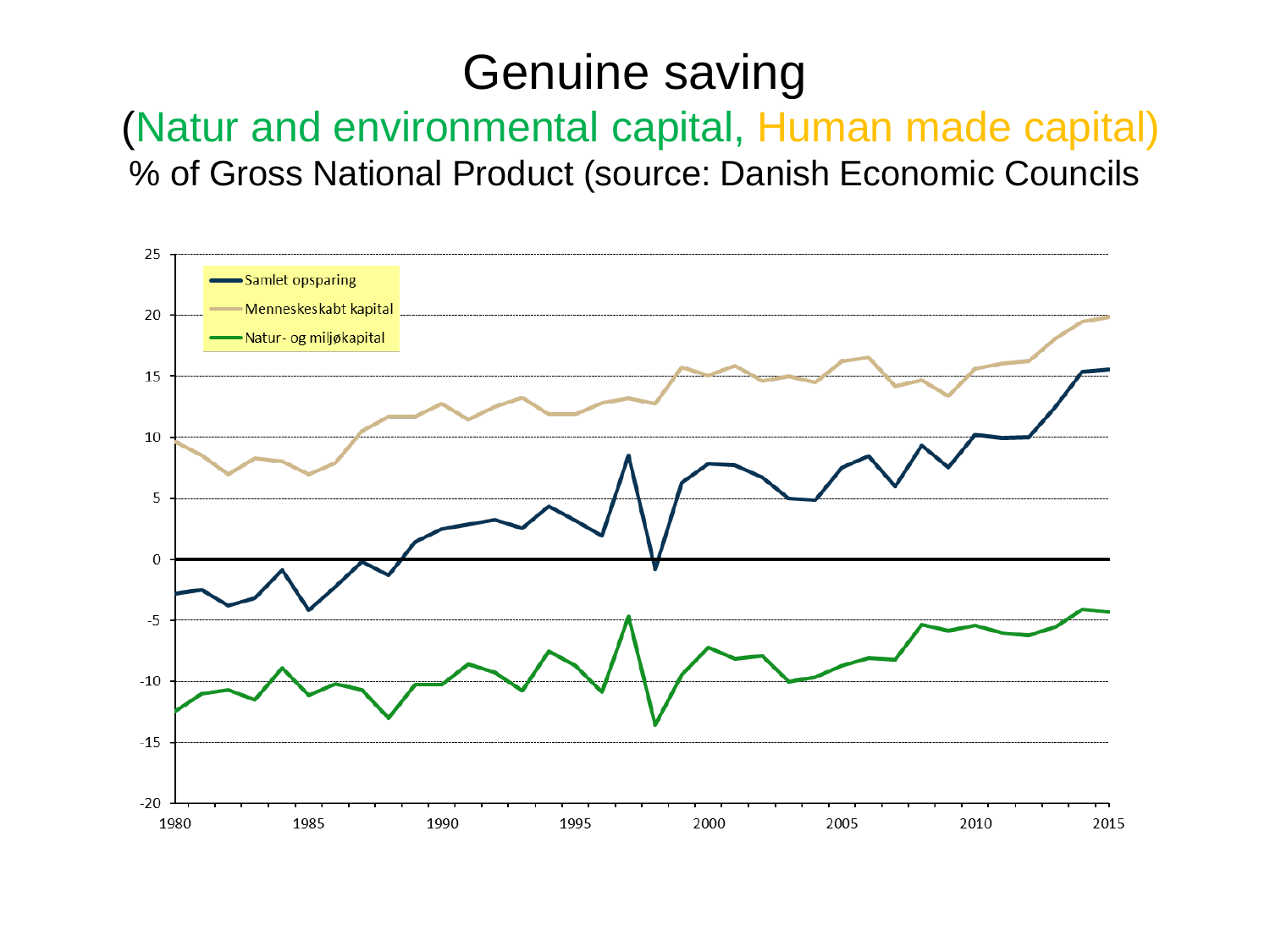# Genuine saving

## (Natur and environmental capital, Human made capital)

% of Gross National Product (source: Danish Economic Councils

Samlet opsparing
Menneskeskabt kapital
Natur- og miljøkapital

25
20
15
10
5
0
-5
-10
-15
-20

1980
1985
1990
1995
2000
2005
2010
2015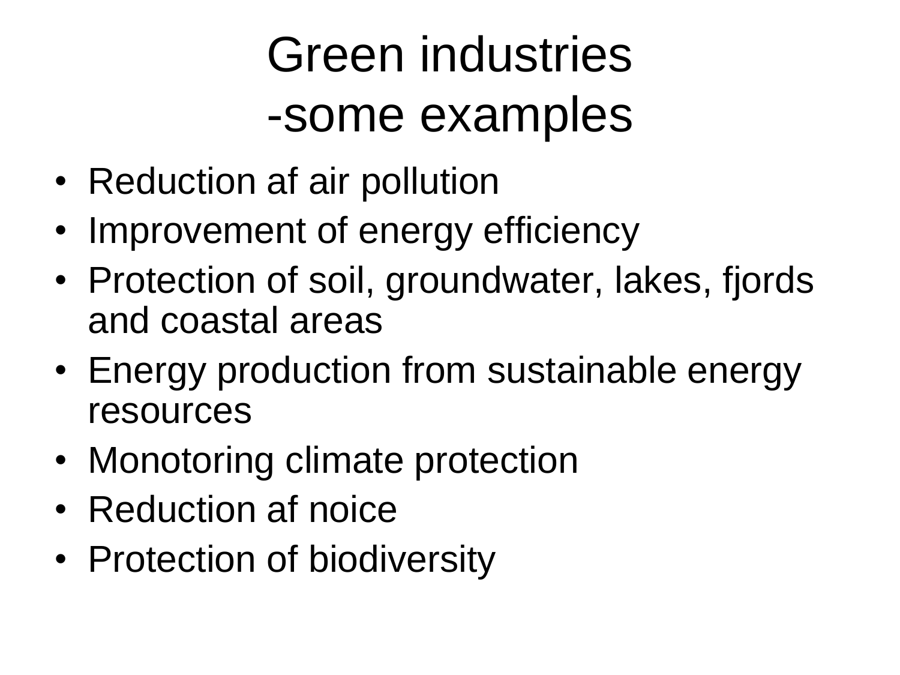# Green industries
# -some examples

- Reduction af air pollution
- Improvement of energy efficiency
- Protection of soil, groundwater, lakes, fjords and coastal areas
- Energy production from sustainable energy resources
- Monotoring climate protection
- Reduction af noice
- Protection of biodiversity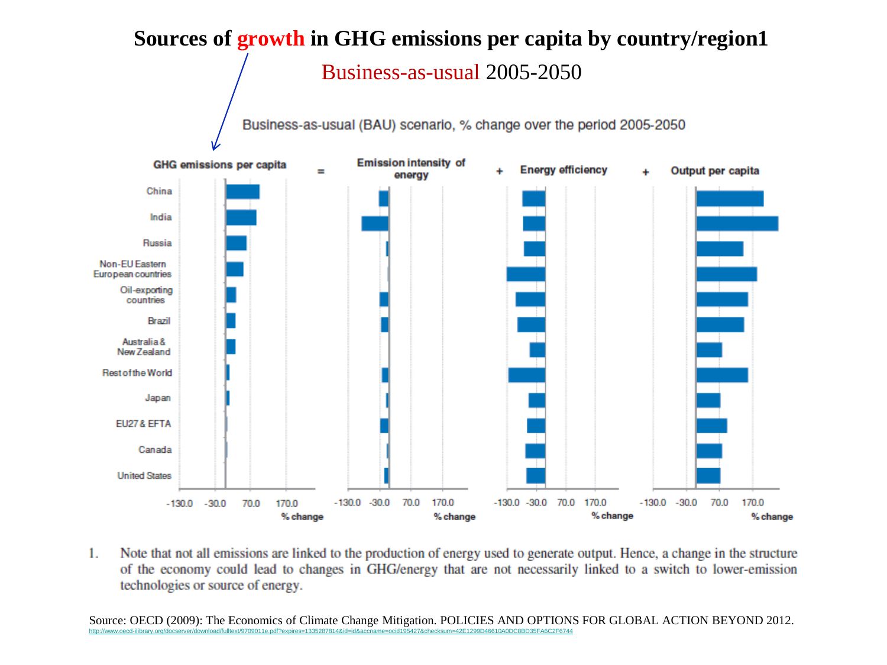# Sources of growth in GHG emissions per capita by country/region1

## Business-as-usual 2005-2050

Business-as-usual (BAU) scenario, % change over the period 2005-2050

GHG emissions per capita = Emission intensity of energy + Energy efficiency + Output per capita

China
India
Russia
Non-EU Eastern European countries
Oil-exporting countries
Brazil
Australia & New Zealand
Rest of the World
Japan
EU27 & EFTA
Canada
United States

-130.0 -30.0 70.0 170.0

% change

1. Note that not all emissions are linked to the production of energy used to generate output. Hence, a change in the structure of the economy could lead to changes in GHG/energy that are not necessarily linked to a switch to lower-emission technologies or source of energy.

Source: OECD (2009): The Economics of Climate Change Mitigation. POLICIES AND OPTIONS FOR GLOBAL ACTION BEYOND 2012.
http://www.oecd-ilibrary.org/docserver/download/fulltext/9709011e.pdf?expires=1335287814&id=id&accname=ocid195427&checksum=42E1299D46610A0DC8BD35FA6C2F6744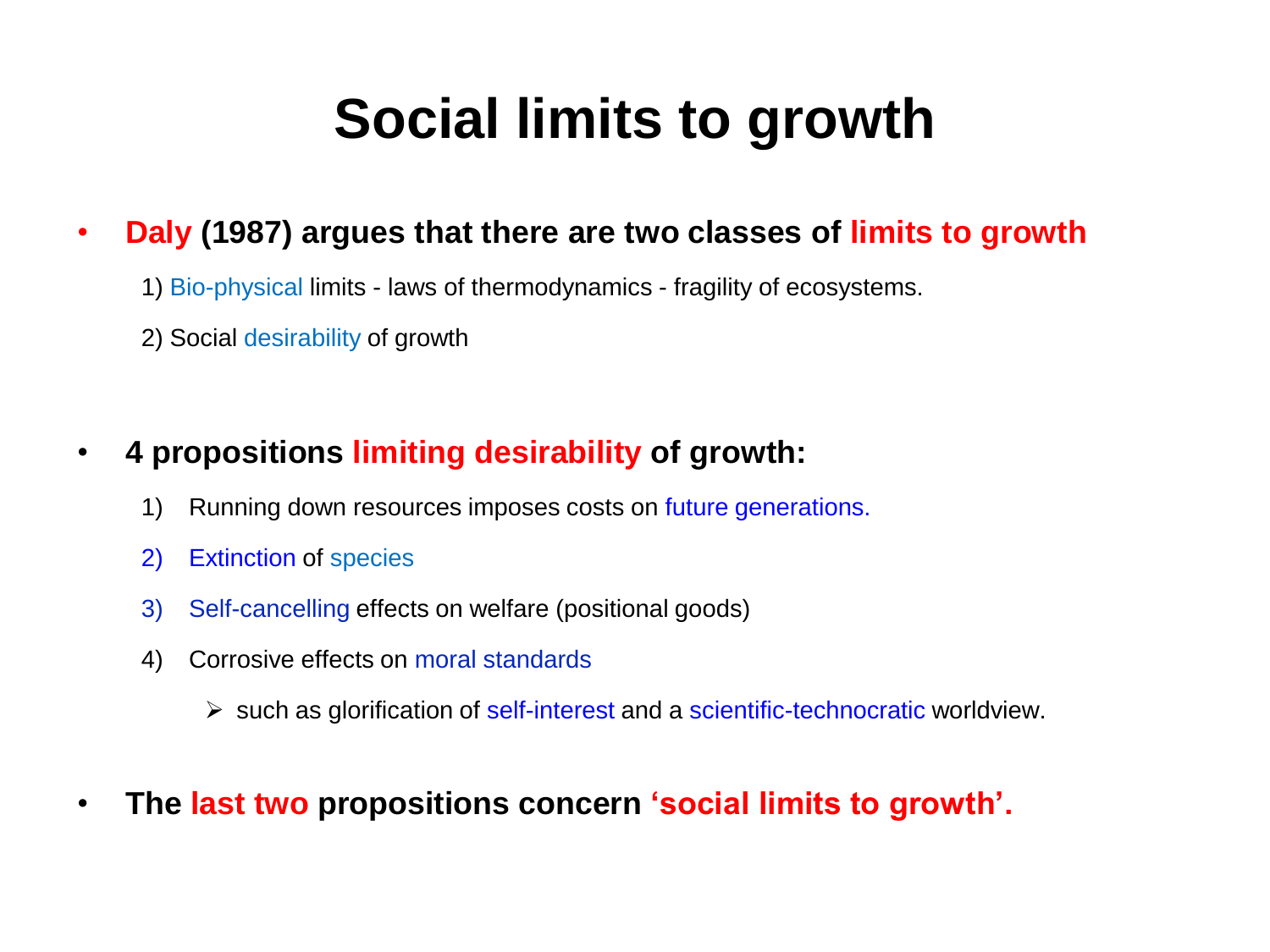# Social limits to growth

- **Daly (1987) argues that there are two classes of limits to growth**

  1) Bio-physical limits - laws of thermodynamics - fragility of ecosystems.

  2) Social desirability of growth

- **4 propositions limiting desirability of growth:**

  1) Running down resources imposes costs on future generations.
  2) Extinction of species
  3) Self-cancelling effects on welfare (positional goods)
  4) Corrosive effects on moral standards
     - such as glorification of self-interest and a scientific-technocratic worldview.

- **The last two propositions concern 'social limits to growth'.**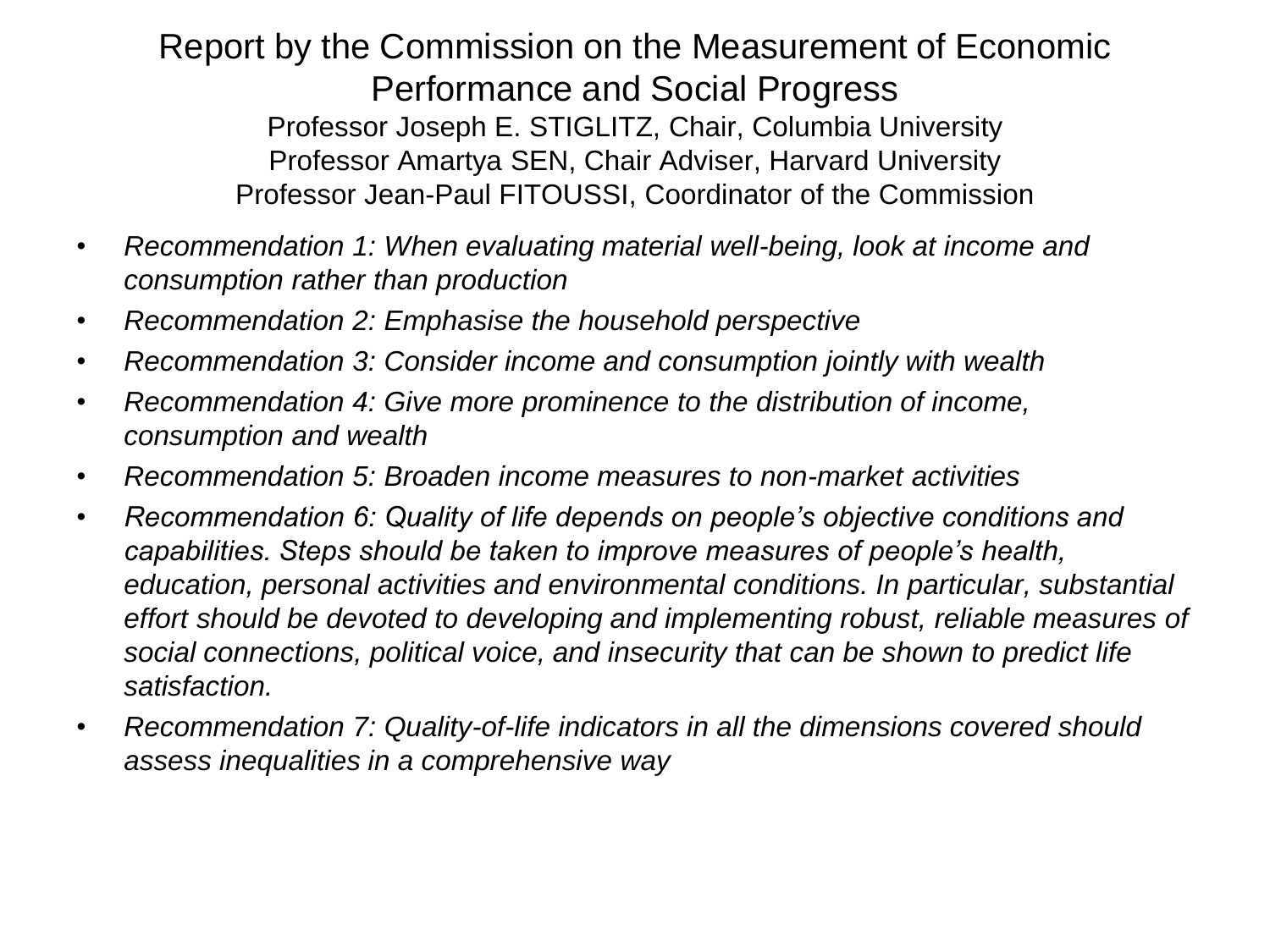# Report by the Commission on the Measurement of Economic Performance and Social Progress

Professor Joseph E. STIGLITZ, Chair, Columbia University
Professor Amartya SEN, Chair Adviser, Harvard University
Professor Jean-Paul FITOUSSI, Coordinator of the Commission

- *Recommendation 1: When evaluating material well-being, look at income and consumption rather than production*
- *Recommendation 2: Emphasise the household perspective*
- *Recommendation 3: Consider income and consumption jointly with wealth*
- *Recommendation 4: Give more prominence to the distribution of income, consumption and wealth*
- *Recommendation 5: Broaden income measures to non-market activities*
- *Recommendation 6: Quality of life depends on people's objective conditions and capabilities. Steps should be taken to improve measures of people's health, education, personal activities and environmental conditions. In particular, substantial effort should be devoted to developing and implementing robust, reliable measures of social connections, political voice, and insecurity that can be shown to predict life satisfaction.*
- *Recommendation 7: Quality-of-life indicators in all the dimensions covered should assess inequalities in a comprehensive way*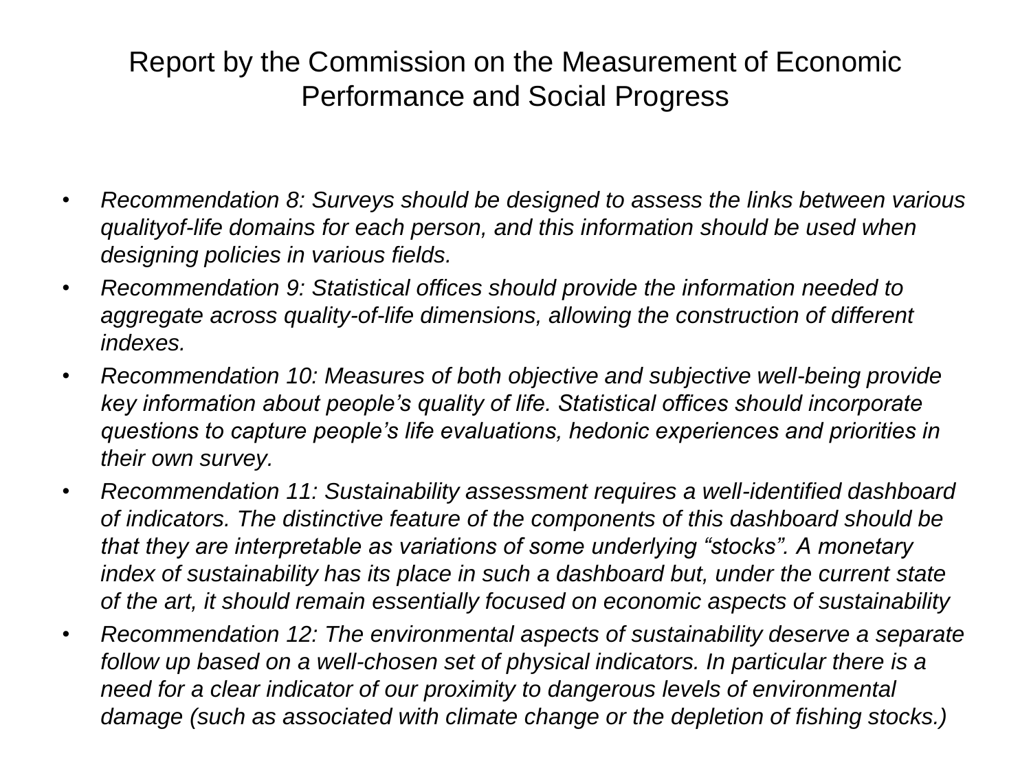# Report by the Commission on the Measurement of Economic Performance and Social Progress

- *Recommendation 8: Surveys should be designed to assess the links between various qualityof-life domains for each person, and this information should be used when designing policies in various fields.*
- *Recommendation 9: Statistical offices should provide the information needed to aggregate across quality-of-life dimensions, allowing the construction of different indexes.*
- *Recommendation 10: Measures of both objective and subjective well-being provide key information about people's quality of life. Statistical offices should incorporate questions to capture people's life evaluations, hedonic experiences and priorities in their own survey.*
- *Recommendation 11: Sustainability assessment requires a well-identified dashboard of indicators. The distinctive feature of the components of this dashboard should be that they are interpretable as variations of some underlying "stocks". A monetary index of sustainability has its place in such a dashboard but, under the current state of the art, it should remain essentially focused on economic aspects of sustainability*
- *Recommendation 12: The environmental aspects of sustainability deserve a separate follow up based on a well-chosen set of physical indicators. In particular there is a need for a clear indicator of our proximity to dangerous levels of environmental damage (such as associated with climate change or the depletion of fishing stocks.)*